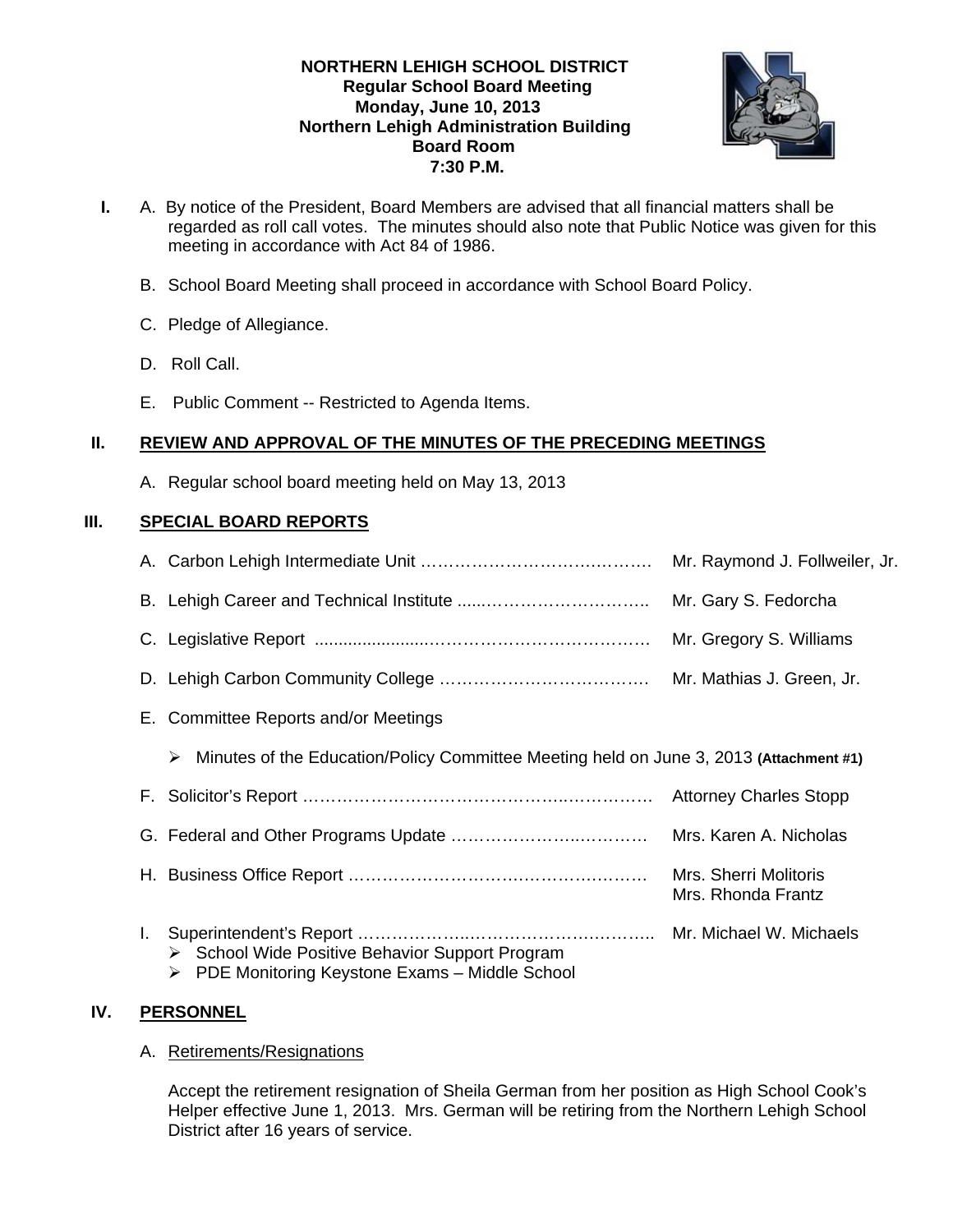**NORTHERN LEHIGH SCHOOL DISTRICT**
**Regular School Board Meeting**
**Monday, June 10, 2013**
**Northern Lehigh Administration Building**
**Board Room**
**7:30 P.M.**

**I.** A. By notice of the President, Board Members are advised that all financial matters shall be regarded as roll call votes. The minutes should also note that Public Notice was given for this meeting in accordance with Act 84 of 1986.

B. School Board Meeting shall proceed in accordance with School Board Policy.

C. Pledge of Allegiance.

D. Roll Call.

E. Public Comment -- Restricted to Agenda Items.

## II. REVIEW AND APPROVAL OF THE MINUTES OF THE PRECEDING MEETINGS

A. Regular school board meeting held on May 13, 2013

## III. SPECIAL BOARD REPORTS

A. Carbon Lehigh Intermediate Unit …………………………………. Mr. Raymond J. Follweiler, Jr.

B. Lehigh Career and Technical Institute ……………………………. Mr. Gary S. Fedorcha

C. Legislative Report ……………………………………………… Mr. Gregory S. Williams

D. Lehigh Carbon Community College ……………………………… Mr. Mathias J. Green, Jr.

E. Committee Reports and/or Meetings

- Minutes of the Education/Policy Committee Meeting held on June 3, 2013 **(Attachment #1)**

F. Solicitor's Report ……………………………………………………. Attorney Charles Stopp

G. Federal and Other Programs Update ……………………………. Mrs. Karen A. Nicholas

H. Business Office Report …………………………………………… Mrs. Sherri Molitoris
Mrs. Rhonda Frantz

I. Superintendent's Report ………………………………………….. Mr. Michael W. Michaels
- School Wide Positive Behavior Support Program
- PDE Monitoring Keystone Exams – Middle School

## IV. PERSONNEL

A. Retirements/Resignations

Accept the retirement resignation of Sheila German from her position as High School Cook's Helper effective June 1, 2013. Mrs. German will be retiring from the Northern Lehigh School District after 16 years of service.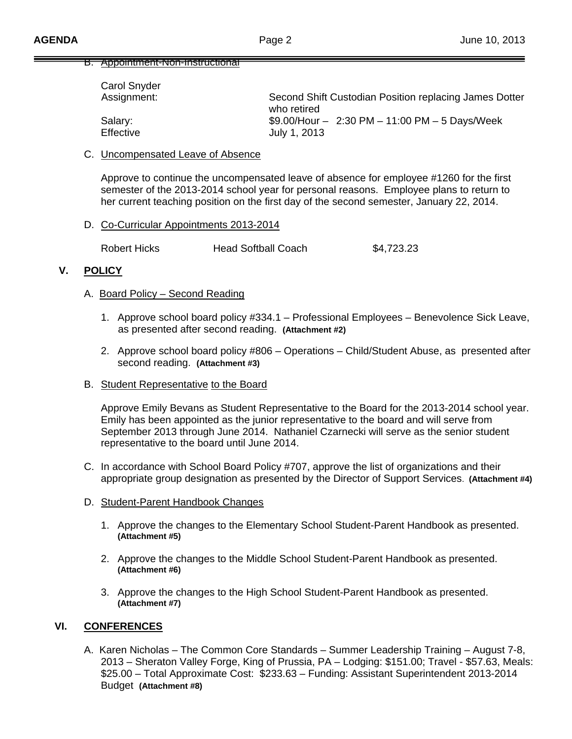B. Appointment-Non-Instructional

Carol Snyder

| | |
|---|---|
| Assignment: | Second Shift Custodian Position replacing James Dotter who retired |
| Salary: | $9.00/Hour – 2:30 PM – 11:00 PM – 5 Days/Week |
| Effective | July 1, 2013 |

C. Uncompensated Leave of Absence

Approve to continue the uncompensated leave of absence for employee #1260 for the first semester of the 2013-2014 school year for personal reasons. Employee plans to return to her current teaching position on the first day of the second semester, January 22, 2014.

D. Co-Curricular Appointments 2013-2014

| | | |
|---|---|---|
| Robert Hicks | Head Softball Coach | $4,723.23 |

## V. POLICY

A. Board Policy – Second Reading

1. Approve school board policy #334.1 – Professional Employees – Benevolence Sick Leave, as presented after second reading. **(Attachment #2)**

2. Approve school board policy #806 – Operations – Child/Student Abuse, as presented after second reading. **(Attachment #3)**

B. Student Representative to the Board

Approve Emily Bevans as Student Representative to the Board for the 2013-2014 school year. Emily has been appointed as the junior representative to the board and will serve from September 2013 through June 2014. Nathaniel Czarnecki will serve as the senior student representative to the board until June 2014.

C. In accordance with School Board Policy #707, approve the list of organizations and their appropriate group designation as presented by the Director of Support Services. **(Attachment #4)**

D. Student-Parent Handbook Changes

1. Approve the changes to the Elementary School Student-Parent Handbook as presented. **(Attachment #5)**

2. Approve the changes to the Middle School Student-Parent Handbook as presented. **(Attachment #6)**

3. Approve the changes to the High School Student-Parent Handbook as presented. **(Attachment #7)**

## VI. CONFERENCES

A. Karen Nicholas – The Common Core Standards – Summer Leadership Training – August 7-8, 2013 – Sheraton Valley Forge, King of Prussia, PA – Lodging: $151.00; Travel - $57.63, Meals: $25.00 – Total Approximate Cost: $233.63 – Funding: Assistant Superintendent 2013-2014 Budget **(Attachment #8)**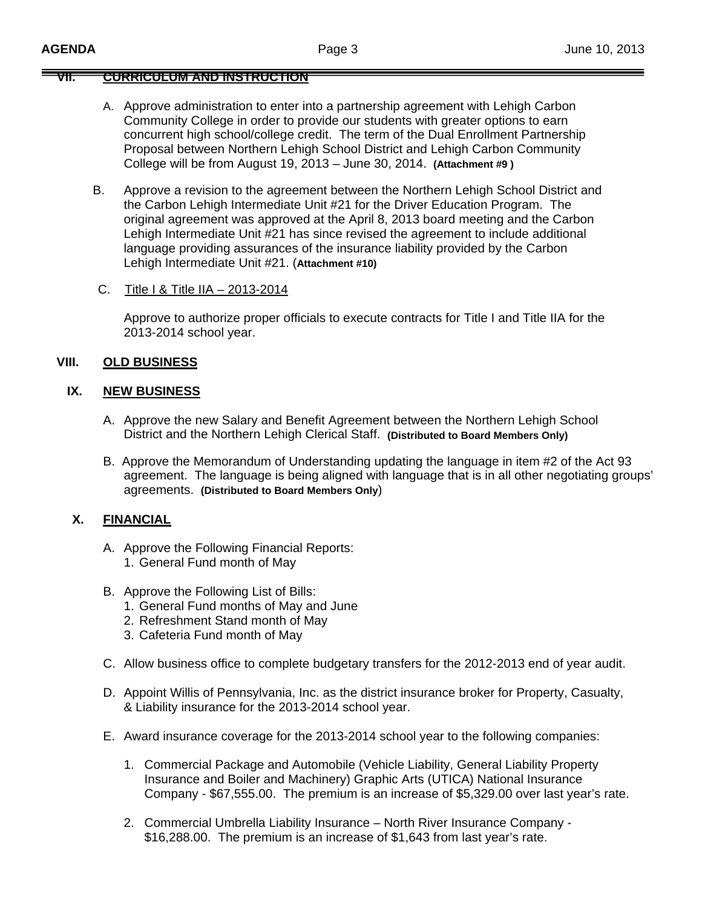## VII. CURRICULUM AND INSTRUCTION

A. Approve administration to enter into a partnership agreement with Lehigh Carbon Community College in order to provide our students with greater options to earn concurrent high school/college credit. The term of the Dual Enrollment Partnership Proposal between Northern Lehigh School District and Lehigh Carbon Community College will be from August 19, 2013 – June 30, 2014. **(Attachment #9 )**

B. Approve a revision to the agreement between the Northern Lehigh School District and the Carbon Lehigh Intermediate Unit #21 for the Driver Education Program. The original agreement was approved at the April 8, 2013 board meeting and the Carbon Lehigh Intermediate Unit #21 has since revised the agreement to include additional language providing assurances of the insurance liability provided by the Carbon Lehigh Intermediate Unit #21. (**Attachment #10)**

C. Title I & Title IIA – 2013-2014

Approve to authorize proper officials to execute contracts for Title I and Title IIA for the 2013-2014 school year.

## VIII. OLD BUSINESS

## IX. NEW BUSINESS

A. Approve the new Salary and Benefit Agreement between the Northern Lehigh School District and the Northern Lehigh Clerical Staff. **(Distributed to Board Members Only)**

B. Approve the Memorandum of Understanding updating the language in item #2 of the Act 93 agreement. The language is being aligned with language that is in all other negotiating groups' agreements. **(Distributed to Board Members Only**)

## X. FINANCIAL

A. Approve the Following Financial Reports:
   1. General Fund month of May

B. Approve the Following List of Bills:
   1. General Fund months of May and June
   2. Refreshment Stand month of May
   3. Cafeteria Fund month of May

C. Allow business office to complete budgetary transfers for the 2012-2013 end of year audit.

D. Appoint Willis of Pennsylvania, Inc. as the district insurance broker for Property, Casualty, & Liability insurance for the 2013-2014 school year.

E. Award insurance coverage for the 2013-2014 school year to the following companies:

   1. Commercial Package and Automobile (Vehicle Liability, General Liability Property Insurance and Boiler and Machinery) Graphic Arts (UTICA) National Insurance Company - $67,555.00. The premium is an increase of $5,329.00 over last year's rate.

   2. Commercial Umbrella Liability Insurance – North River Insurance Company - $16,288.00. The premium is an increase of $1,643 from last year's rate.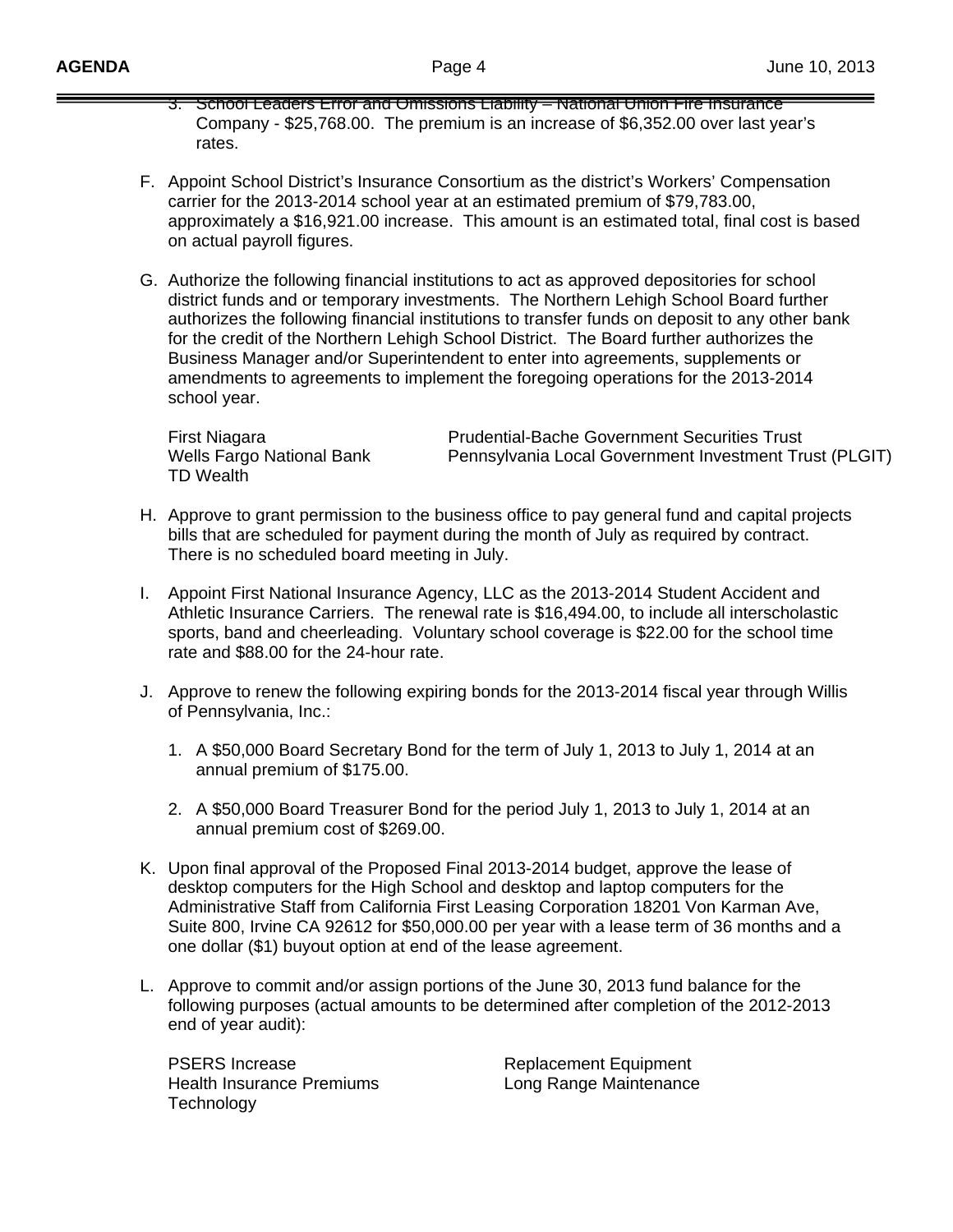3. School Leaders Error and Omissions Liability – National Union Fire Insurance Company - $25,768.00. The premium is an increase of $6,352.00 over last year's rates.

F. Appoint School District's Insurance Consortium as the district's Workers' Compensation carrier for the 2013-2014 school year at an estimated premium of $79,783.00, approximately a $16,921.00 increase. This amount is an estimated total, final cost is based on actual payroll figures.

G. Authorize the following financial institutions to act as approved depositories for school district funds and or temporary investments. The Northern Lehigh School Board further authorizes the following financial institutions to transfer funds on deposit to any other bank for the credit of the Northern Lehigh School District. The Board further authorizes the Business Manager and/or Superintendent to enter into agreements, supplements or amendments to agreements to implement the foregoing operations for the 2013-2014 school year.

   - First Niagara
   - Wells Fargo National Bank
   - TD Wealth
   - Prudential-Bache Government Securities Trust
   - Pennsylvania Local Government Investment Trust (PLGIT)

H. Approve to grant permission to the business office to pay general fund and capital projects bills that are scheduled for payment during the month of July as required by contract. There is no scheduled board meeting in July.

I. Appoint First National Insurance Agency, LLC as the 2013-2014 Student Accident and Athletic Insurance Carriers. The renewal rate is $16,494.00, to include all interscholastic sports, band and cheerleading. Voluntary school coverage is $22.00 for the school time rate and $88.00 for the 24-hour rate.

J. Approve to renew the following expiring bonds for the 2013-2014 fiscal year through Willis of Pennsylvania, Inc.:

   1. A $50,000 Board Secretary Bond for the term of July 1, 2013 to July 1, 2014 at an annual premium of $175.00.

   2. A $50,000 Board Treasurer Bond for the period July 1, 2013 to July 1, 2014 at an annual premium cost of $269.00.

K. Upon final approval of the Proposed Final 2013-2014 budget, approve the lease of desktop computers for the High School and desktop and laptop computers for the Administrative Staff from California First Leasing Corporation 18201 Von Karman Ave, Suite 800, Irvine CA 92612 for $50,000.00 per year with a lease term of 36 months and a one dollar ($1) buyout option at end of the lease agreement.

L. Approve to commit and/or assign portions of the June 30, 2013 fund balance for the following purposes (actual amounts to be determined after completion of the 2012-2013 end of year audit):

   - PSERS Increase
   - Health Insurance Premiums
   - Technology
   - Replacement Equipment
   - Long Range Maintenance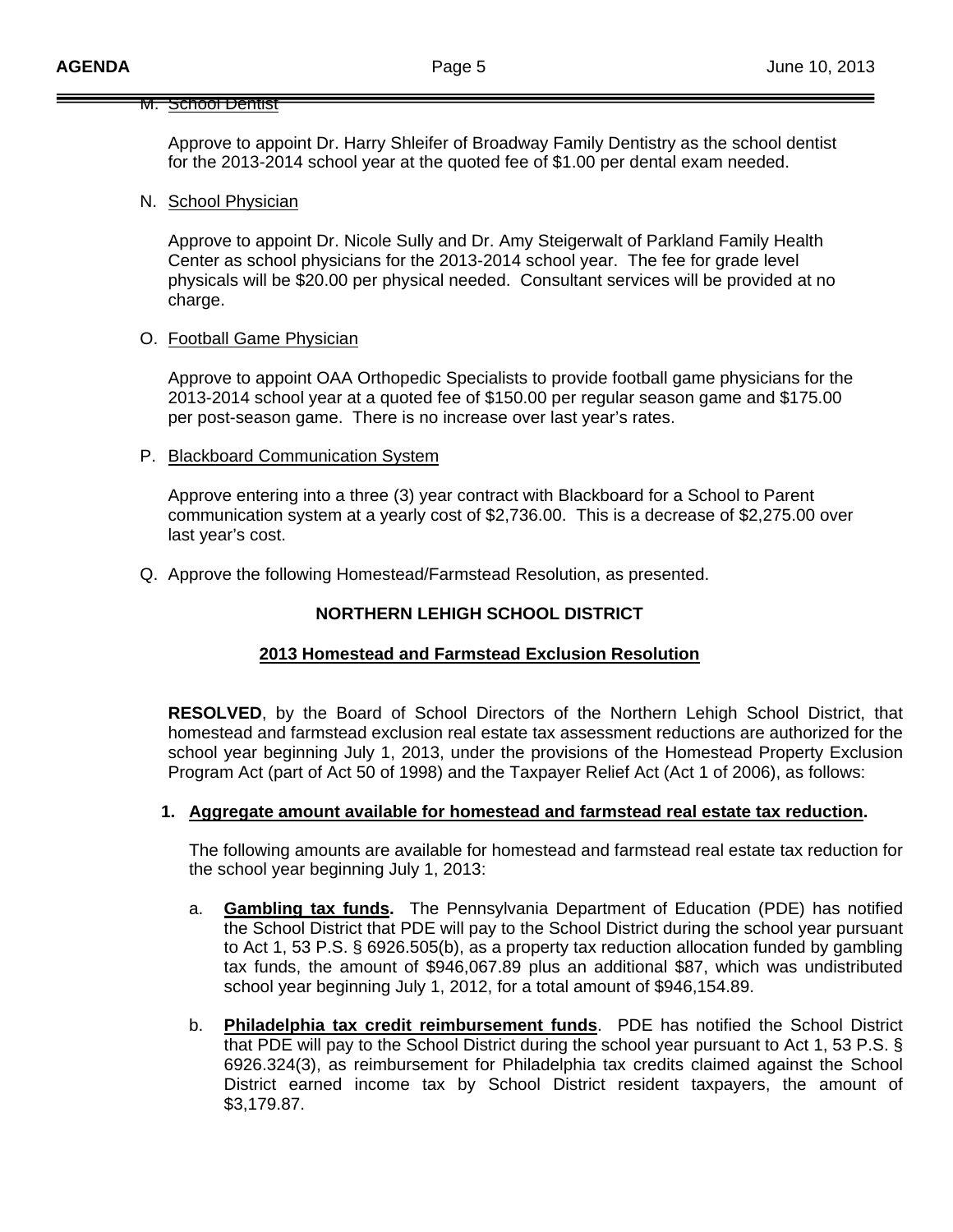M. School Dentist

Approve to appoint Dr. Harry Shleifer of Broadway Family Dentistry as the school dentist for the 2013-2014 school year at the quoted fee of $1.00 per dental exam needed.

N. School Physician

Approve to appoint Dr. Nicole Sully and Dr. Amy Steigerwalt of Parkland Family Health Center as school physicians for the 2013-2014 school year. The fee for grade level physicals will be $20.00 per physical needed. Consultant services will be provided at no charge.

O. Football Game Physician

Approve to appoint OAA Orthopedic Specialists to provide football game physicians for the 2013-2014 school year at a quoted fee of $150.00 per regular season game and $175.00 per post-season game. There is no increase over last year's rates.

P. Blackboard Communication System

Approve entering into a three (3) year contract with Blackboard for a School to Parent communication system at a yearly cost of $2,736.00. This is a decrease of $2,275.00 over last year's cost.

Q. Approve the following Homestead/Farmstead Resolution, as presented.

**NORTHERN LEHIGH SCHOOL DISTRICT**

**2013 Homestead and Farmstead Exclusion Resolution**

**RESOLVED**, by the Board of School Directors of the Northern Lehigh School District, that homestead and farmstead exclusion real estate tax assessment reductions are authorized for the school year beginning July 1, 2013, under the provisions of the Homestead Property Exclusion Program Act (part of Act 50 of 1998) and the Taxpayer Relief Act (Act 1 of 2006), as follows:

1. **Aggregate amount available for homestead and farmstead real estate tax reduction.**

   The following amounts are available for homestead and farmstead real estate tax reduction for the school year beginning July 1, 2013:

   a. **Gambling tax funds.** The Pennsylvania Department of Education (PDE) has notified the School District that PDE will pay to the School District during the school year pursuant to Act 1, 53 P.S. § 6926.505(b), as a property tax reduction allocation funded by gambling tax funds, the amount of $946,067.89 plus an additional $87, which was undistributed school year beginning July 1, 2012, for a total amount of $946,154.89.

   b. **Philadelphia tax credit reimbursement funds**. PDE has notified the School District that PDE will pay to the School District during the school year pursuant to Act 1, 53 P.S. § 6926.324(3), as reimbursement for Philadelphia tax credits claimed against the School District earned income tax by School District resident taxpayers, the amount of $3,179.87.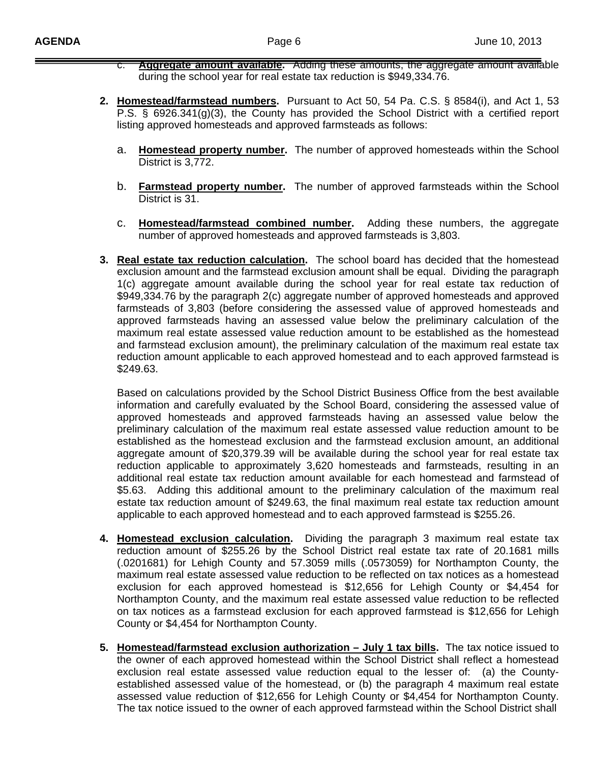c. **Aggregate amount available.** Adding these amounts, the aggregate amount available during the school year for real estate tax reduction is $949,334.76.

2. **Homestead/farmstead numbers.** Pursuant to Act 50, 54 Pa. C.S. § 8584(i), and Act 1, 53 P.S. § 6926.341(g)(3), the County has provided the School District with a certified report listing approved homesteads and approved farmsteads as follows:

   a. **Homestead property number.** The number of approved homesteads within the School District is 3,772.

   b. **Farmstead property number.** The number of approved farmsteads within the School District is 31.

   c. **Homestead/farmstead combined number.** Adding these numbers, the aggregate number of approved homesteads and approved farmsteads is 3,803.

3. **Real estate tax reduction calculation.** The school board has decided that the homestead exclusion amount and the farmstead exclusion amount shall be equal. Dividing the paragraph 1(c) aggregate amount available during the school year for real estate tax reduction of $949,334.76 by the paragraph 2(c) aggregate number of approved homesteads and approved farmsteads of 3,803 (before considering the assessed value of approved homesteads and approved farmsteads having an assessed value below the preliminary calculation of the maximum real estate assessed value reduction amount to be established as the homestead and farmstead exclusion amount), the preliminary calculation of the maximum real estate tax reduction amount applicable to each approved homestead and to each approved farmstead is $249.63.

   Based on calculations provided by the School District Business Office from the best available information and carefully evaluated by the School Board, considering the assessed value of approved homesteads and approved farmsteads having an assessed value below the preliminary calculation of the maximum real estate assessed value reduction amount to be established as the homestead exclusion and the farmstead exclusion amount, an additional aggregate amount of $20,379.39 will be available during the school year for real estate tax reduction applicable to approximately 3,620 homesteads and farmsteads, resulting in an additional real estate tax reduction amount available for each homestead and farmstead of $5.63. Adding this additional amount to the preliminary calculation of the maximum real estate tax reduction amount of $249.63, the final maximum real estate tax reduction amount applicable to each approved homestead and to each approved farmstead is $255.26.

4. **Homestead exclusion calculation.** Dividing the paragraph 3 maximum real estate tax reduction amount of $255.26 by the School District real estate tax rate of 20.1681 mills (.0201681) for Lehigh County and 57.3059 mills (.0573059) for Northampton County, the maximum real estate assessed value reduction to be reflected on tax notices as a homestead exclusion for each approved homestead is $12,656 for Lehigh County or $4,454 for Northampton County, and the maximum real estate assessed value reduction to be reflected on tax notices as a farmstead exclusion for each approved farmstead is $12,656 for Lehigh County or $4,454 for Northampton County.

5. **Homestead/farmstead exclusion authorization – July 1 tax bills.** The tax notice issued to the owner of each approved homestead within the School District shall reflect a homestead exclusion real estate assessed value reduction equal to the lesser of: (a) the County-established assessed value of the homestead, or (b) the paragraph 4 maximum real estate assessed value reduction of $12,656 for Lehigh County or $4,454 for Northampton County. The tax notice issued to the owner of each approved farmstead within the School District shall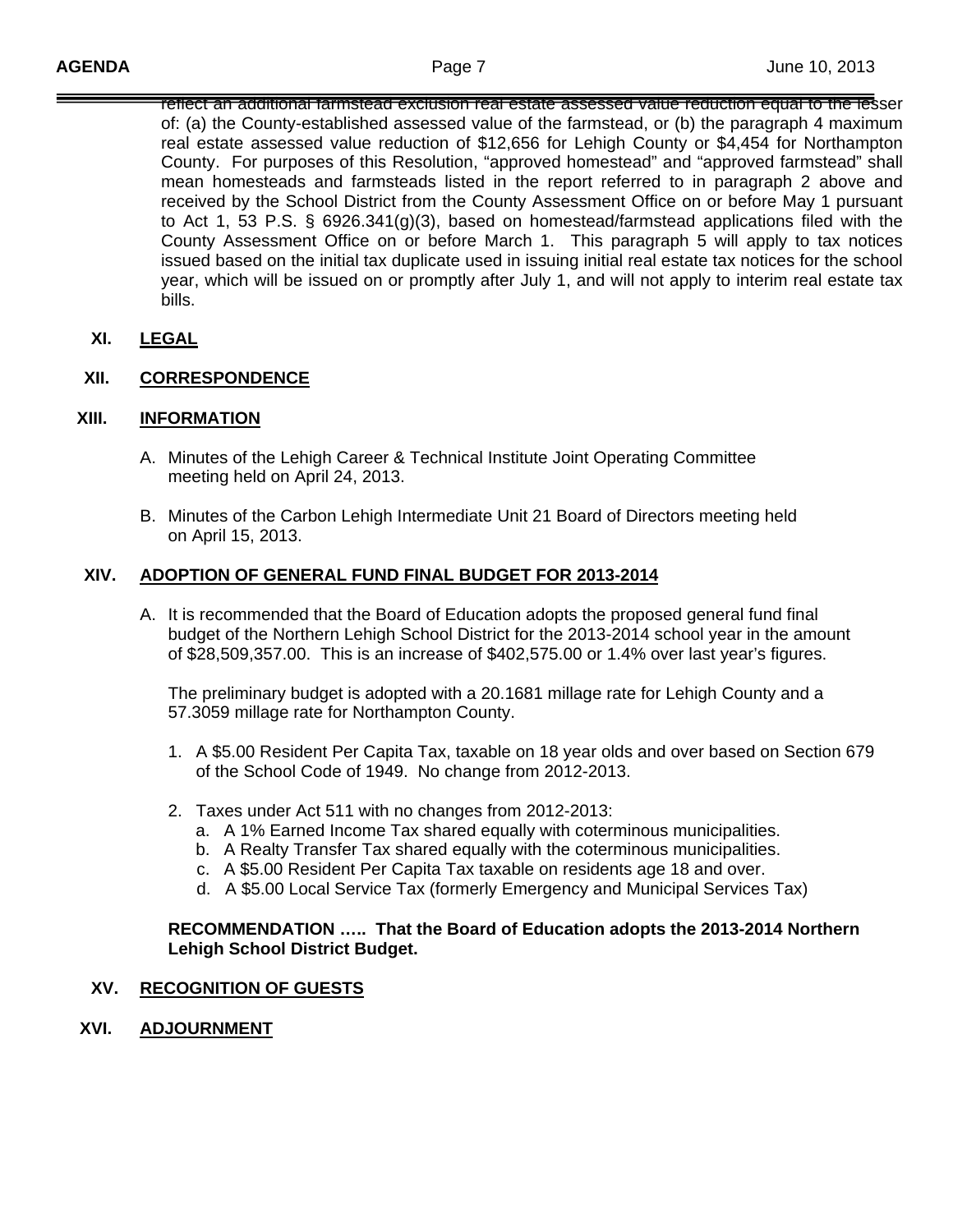reflect an additional farmstead exclusion real estate assessed value reduction equal to the lesser of: (a) the County-established assessed value of the farmstead, or (b) the paragraph 4 maximum real estate assessed value reduction of $12,656 for Lehigh County or $4,454 for Northampton County. For purposes of this Resolution, "approved homestead" and "approved farmstead" shall mean homesteads and farmsteads listed in the report referred to in paragraph 2 above and received by the School District from the County Assessment Office on or before May 1 pursuant to Act 1, 53 P.S. § 6926.341(g)(3), based on homestead/farmstead applications filed with the County Assessment Office on or before March 1. This paragraph 5 will apply to tax notices issued based on the initial tax duplicate used in issuing initial real estate tax notices for the school year, which will be issued on or promptly after July 1, and will not apply to interim real estate tax bills.

## XI. LEGAL

## XII. CORRESPONDENCE

## XIII. INFORMATION

A. Minutes of the Lehigh Career & Technical Institute Joint Operating Committee meeting held on April 24, 2013.

B. Minutes of the Carbon Lehigh Intermediate Unit 21 Board of Directors meeting held on April 15, 2013.

## XIV. ADOPTION OF GENERAL FUND FINAL BUDGET FOR 2013-2014

A. It is recommended that the Board of Education adopts the proposed general fund final budget of the Northern Lehigh School District for the 2013-2014 school year in the amount of $28,509,357.00. This is an increase of $402,575.00 or 1.4% over last year's figures.

The preliminary budget is adopted with a 20.1681 millage rate for Lehigh County and a 57.3059 millage rate for Northampton County.

1. A $5.00 Resident Per Capita Tax, taxable on 18 year olds and over based on Section 679 of the School Code of 1949. No change from 2012-2013.

2. Taxes under Act 511 with no changes from 2012-2013:
   a. A 1% Earned Income Tax shared equally with coterminous municipalities.
   b. A Realty Transfer Tax shared equally with the coterminous municipalities.
   c. A $5.00 Resident Per Capita Tax taxable on residents age 18 and over.
   d. A $5.00 Local Service Tax (formerly Emergency and Municipal Services Tax)

**RECOMMENDATION ….. That the Board of Education adopts the 2013-2014 Northern Lehigh School District Budget.**

## XV. RECOGNITION OF GUESTS

## XVI. ADJOURNMENT